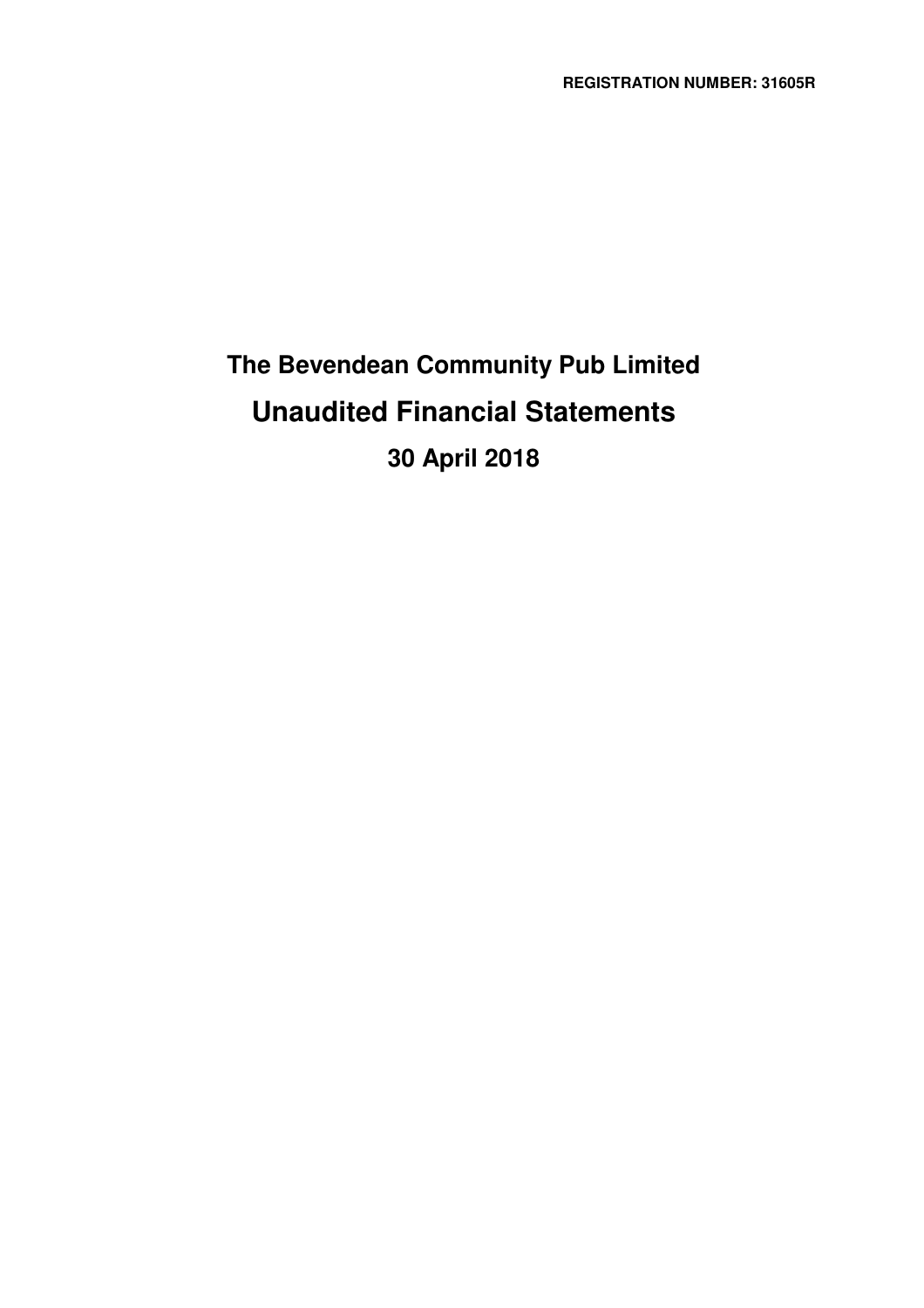**REGISTRATION NUMBER: 31605R**

# The Bevendean Community Pub Limited

# Unaudited Financial Statements

## 30 April 2018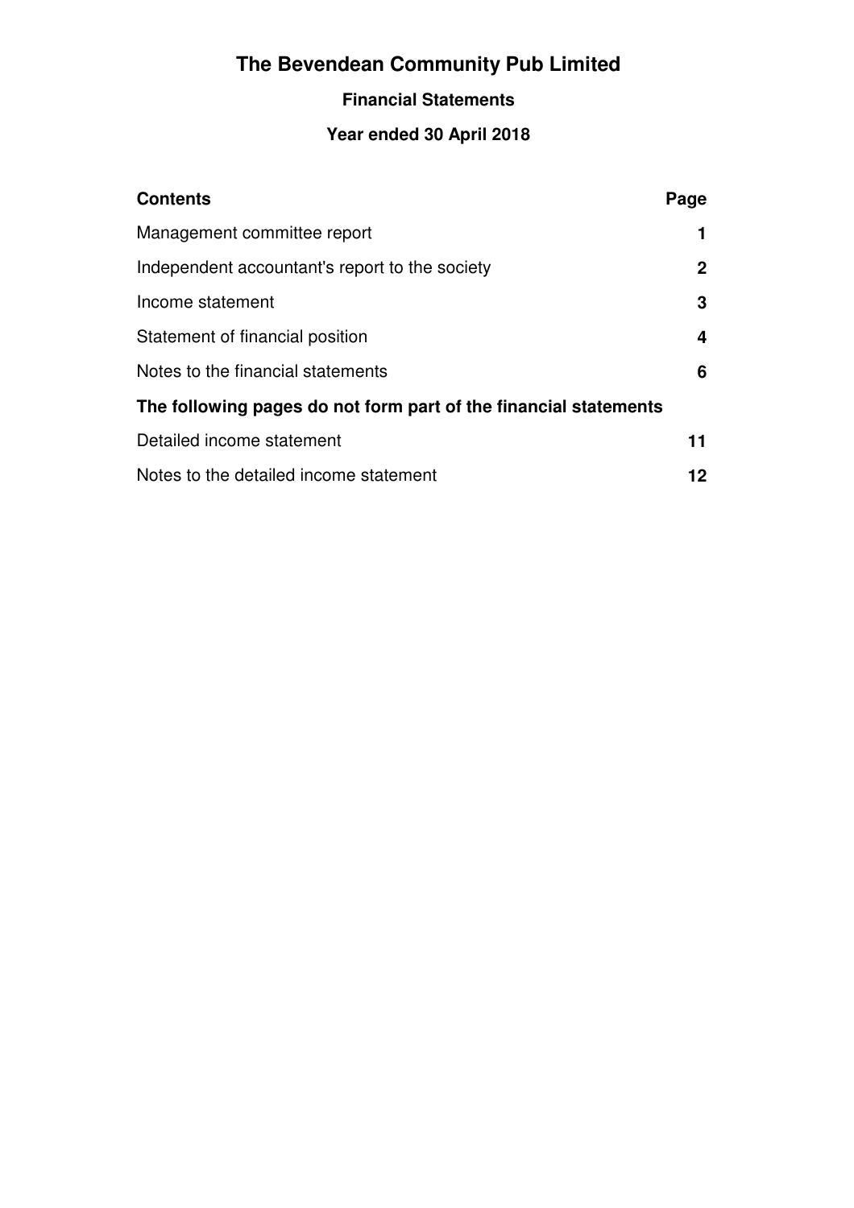# The Bevendean Community Pub Limited

## Financial Statements

### Year ended 30 April 2018

| Contents | Page |
| --- | --- |
| Management committee report | 1 |
| Independent accountant's report to the society | 2 |
| Income statement | 3 |
| Statement of financial position | 4 |
| Notes to the financial statements | 6 |
| **The following pages do not form part of the financial statements** | |
| Detailed income statement | 11 |
| Notes to the detailed income statement | 12 |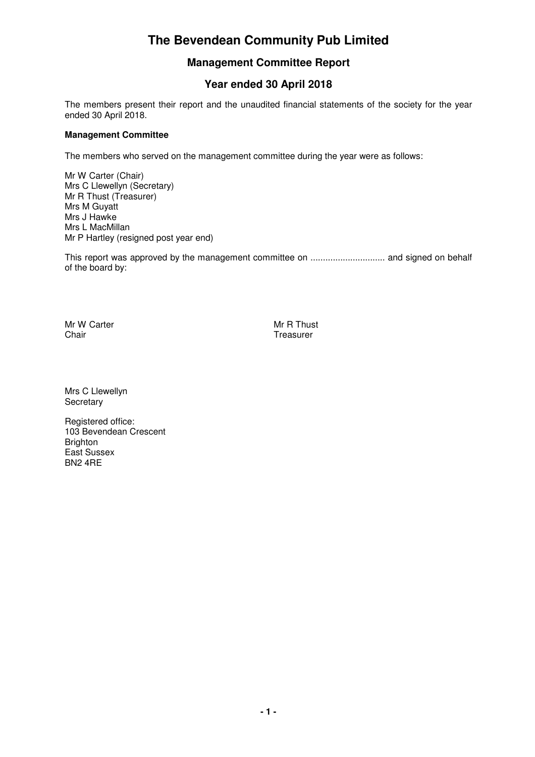# The Bevendean Community Pub Limited

## Management Committee Report

## Year ended 30 April 2018

The members present their report and the unaudited financial statements of the society for the year ended 30 April 2018.

**Management Committee**

The members who served on the management committee during the year were as follows:

Mr W Carter (Chair)
Mrs C Llewellyn (Secretary)
Mr R Thust (Treasurer)
Mrs M Guyatt
Mrs J Hawke
Mrs L MacMillan
Mr P Hartley (resigned post year end)

This report was approved by the management committee on ............................. and signed on behalf of the board by:

Mr W Carter
Chair

Mr R Thust
Treasurer

Mrs C Llewellyn
Secretary

Registered office:
103 Bevendean Crescent
Brighton
East Sussex
BN2 4RE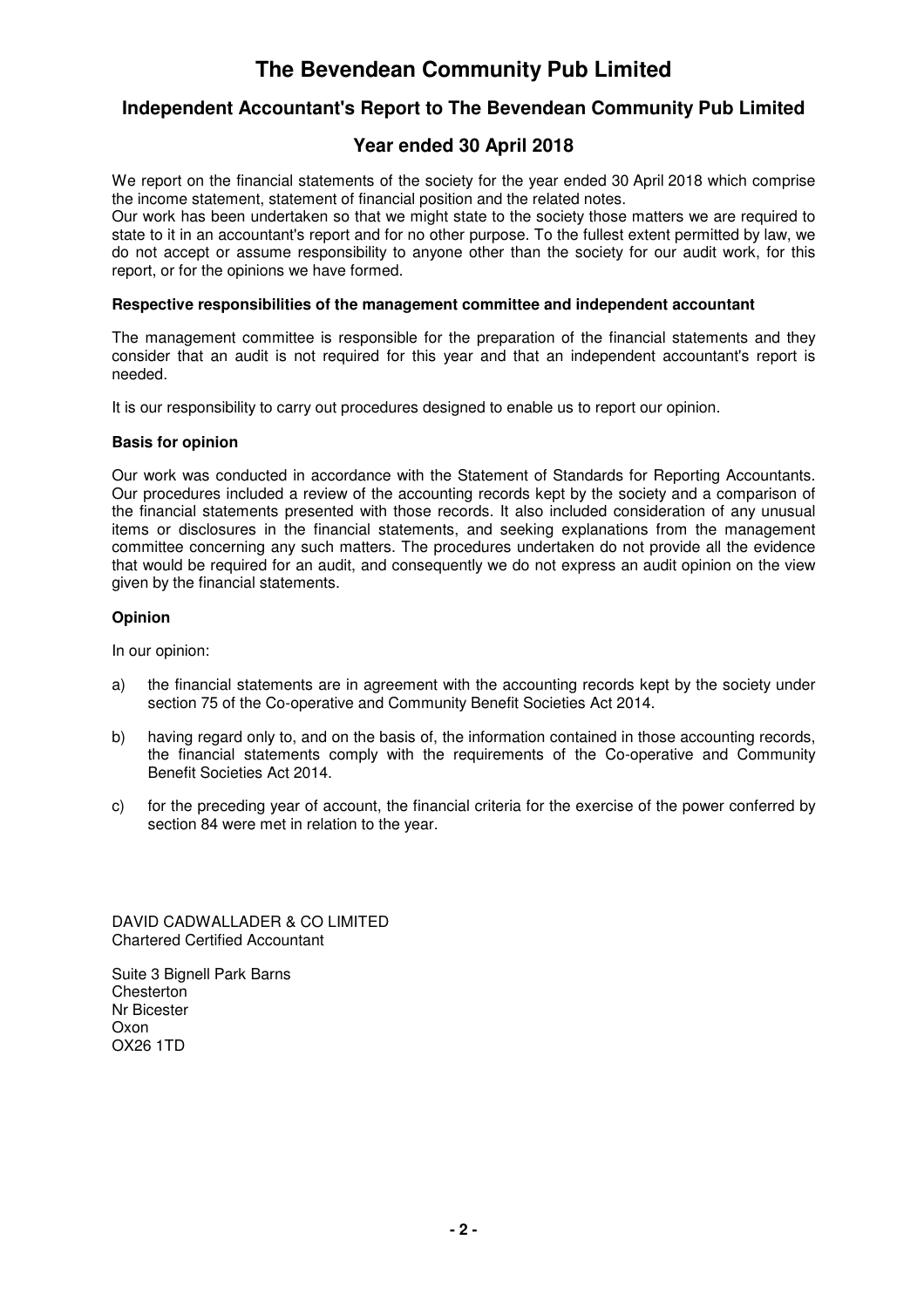# The Bevendean Community Pub Limited

## Independent Accountant's Report to The Bevendean Community Pub Limited

## Year ended 30 April 2018

We report on the financial statements of the society for the year ended 30 April 2018 which comprise the income statement, statement of financial position and the related notes.
Our work has been undertaken so that we might state to the society those matters we are required to state to it in an accountant's report and for no other purpose. To the fullest extent permitted by law, we do not accept or assume responsibility to anyone other than the society for our audit work, for this report, or for the opinions we have formed.

**Respective responsibilities of the management committee and independent accountant**

The management committee is responsible for the preparation of the financial statements and they consider that an audit is not required for this year and that an independent accountant's report is needed.

It is our responsibility to carry out procedures designed to enable us to report our opinion.

**Basis for opinion**

Our work was conducted in accordance with the Statement of Standards for Reporting Accountants. Our procedures included a review of the accounting records kept by the society and a comparison of the financial statements presented with those records. It also included consideration of any unusual items or disclosures in the financial statements, and seeking explanations from the management committee concerning any such matters. The procedures undertaken do not provide all the evidence that would be required for an audit, and consequently we do not express an audit opinion on the view given by the financial statements.

**Opinion**

In our opinion:

a) the financial statements are in agreement with the accounting records kept by the society under section 75 of the Co-operative and Community Benefit Societies Act 2014.

b) having regard only to, and on the basis of, the information contained in those accounting records, the financial statements comply with the requirements of the Co-operative and Community Benefit Societies Act 2014.

c) for the preceding year of account, the financial criteria for the exercise of the power conferred by section 84 were met in relation to the year.

DAVID CADWALLADER & CO LIMITED
Chartered Certified Accountant

Suite 3 Bignell Park Barns
Chesterton
Nr Bicester
Oxon
OX26 1TD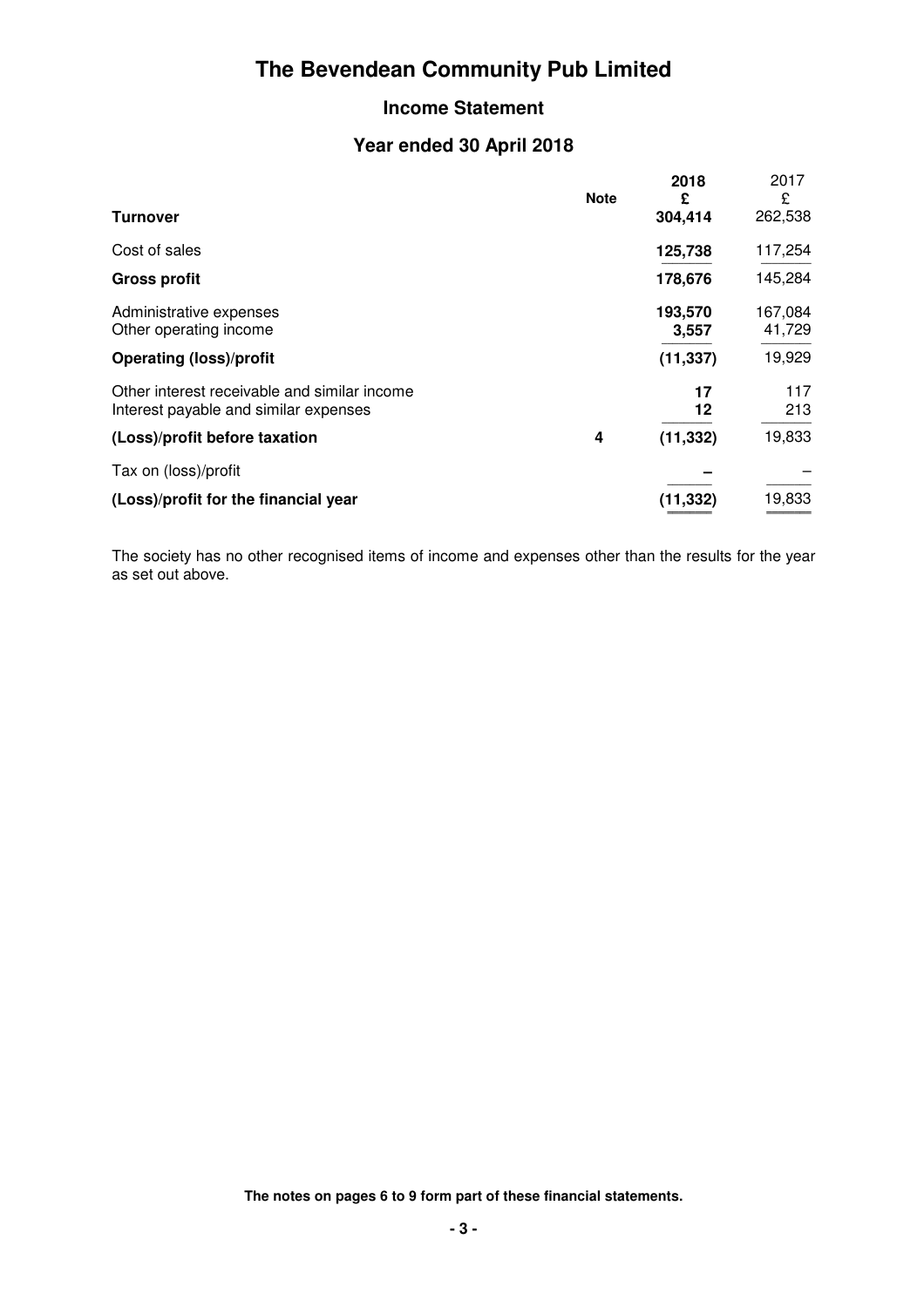# The Bevendean Community Pub Limited

## Income Statement

## Year ended 30 April 2018

| | Note | 2018<br>£ | 2017<br>£ |
|---|---|---|---|
| **Turnover** | | **304,414** | 262,538 |
| Cost of sales | | **125,738** | 117,254 |
| **Gross profit** | | **178,676** | 145,284 |
| Administrative expenses | | **193,570** | 167,084 |
| Other operating income | | **3,557** | 41,729 |
| **Operating (loss)/profit** | | **(11,337)** | 19,929 |
| Other interest receivable and similar income | | **17** | 117 |
| Interest payable and similar expenses | | **12** | 213 |
| **(Loss)/profit before taxation** | **4** | **(11,332)** | 19,833 |
| Tax on (loss)/profit | | **–** | – |
| **(Loss)/profit for the financial year** | | **(11,332)** | 19,833 |

The society has no other recognised items of income and expenses other than the results for the year as set out above.

**The notes on pages 6 to 9 form part of these financial statements.**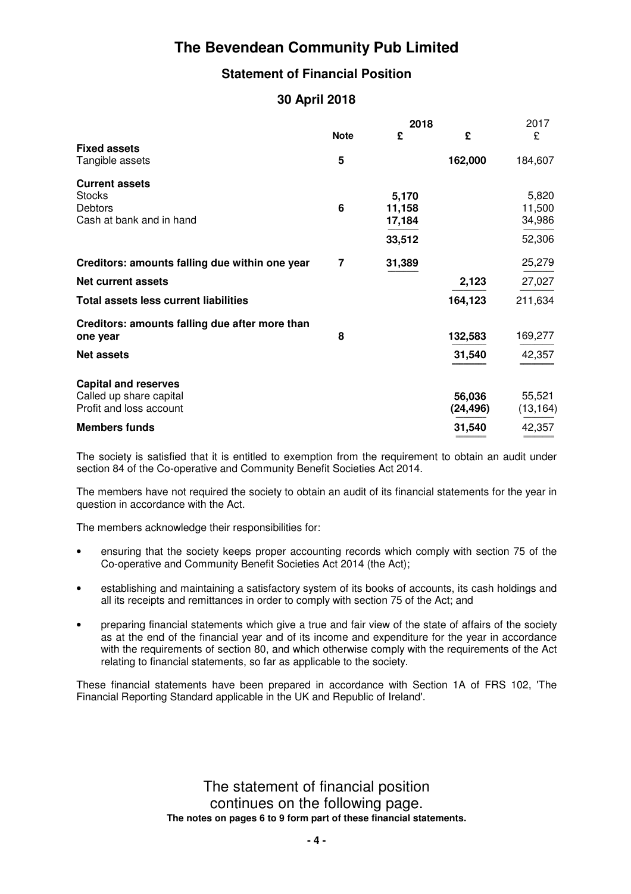# The Bevendean Community Pub Limited

## Statement of Financial Position

### 30 April 2018

| | Note | 2018 £ | 2018 £ | 2017 £ |
|---|---|---|---|---|
| **Fixed assets** | | | | |
| Tangible assets | 5 | | 162,000 | 184,607 |
| **Current assets** | | | | |
| Stocks | | 5,170 | | 5,820 |
| Debtors | 6 | 11,158 | | 11,500 |
| Cash at bank and in hand | | 17,184 | | 34,986 |
| | | 33,512 | | 52,306 |
| **Creditors: amounts falling due within one year** | 7 | 31,389 | | 25,279 |
| **Net current assets** | | | 2,123 | 27,027 |
| **Total assets less current liabilities** | | | 164,123 | 211,634 |
| **Creditors: amounts falling due after more than one year** | 8 | | 132,583 | 169,277 |
| **Net assets** | | | 31,540 | 42,357 |
| **Capital and reserves** | | | | |
| Called up share capital | | | 56,036 | 55,521 |
| Profit and loss account | | | (24,496) | (13,164) |
| **Members funds** | | | 31,540 | 42,357 |

The society is satisfied that it is entitled to exemption from the requirement to obtain an audit under section 84 of the Co-operative and Community Benefit Societies Act 2014.

The members have not required the society to obtain an audit of its financial statements for the year in question in accordance with the Act.

The members acknowledge their responsibilities for:

- ensuring that the society keeps proper accounting records which comply with section 75 of the Co-operative and Community Benefit Societies Act 2014 (the Act);
- establishing and maintaining a satisfactory system of its books of accounts, its cash holdings and all its receipts and remittances in order to comply with section 75 of the Act; and
- preparing financial statements which give a true and fair view of the state of affairs of the society as at the end of the financial year and of its income and expenditure for the year in accordance with the requirements of section 80, and which otherwise comply with the requirements of the Act relating to financial statements, so far as applicable to the society.

These financial statements have been prepared in accordance with Section 1A of FRS 102, 'The Financial Reporting Standard applicable in the UK and Republic of Ireland'.

The statement of financial position continues on the following page.

**The notes on pages 6 to 9 form part of these financial statements.**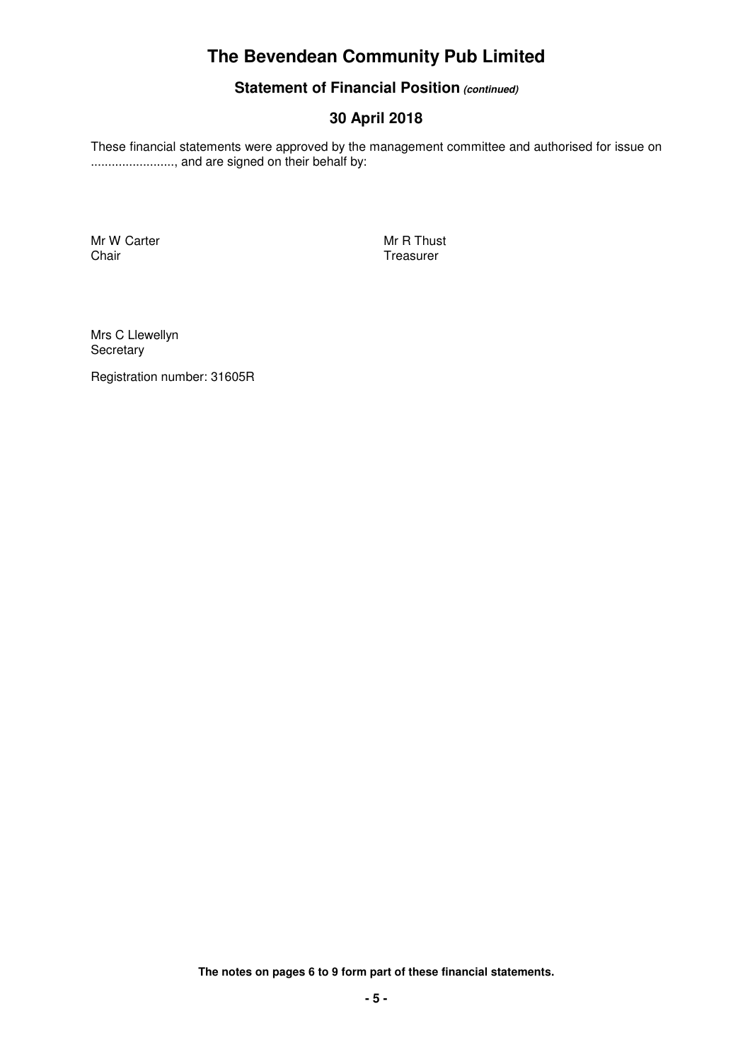# The Bevendean Community Pub Limited

## Statement of Financial Position *(continued)*

## 30 April 2018

These financial statements were approved by the management committee and authorised for issue on ........................, and are signed on their behalf by:

Mr W Carter
Chair

Mr R Thust
Treasurer

Mrs C Llewellyn
Secretary

Registration number: 31605R

**The notes on pages 6 to 9 form part of these financial statements.**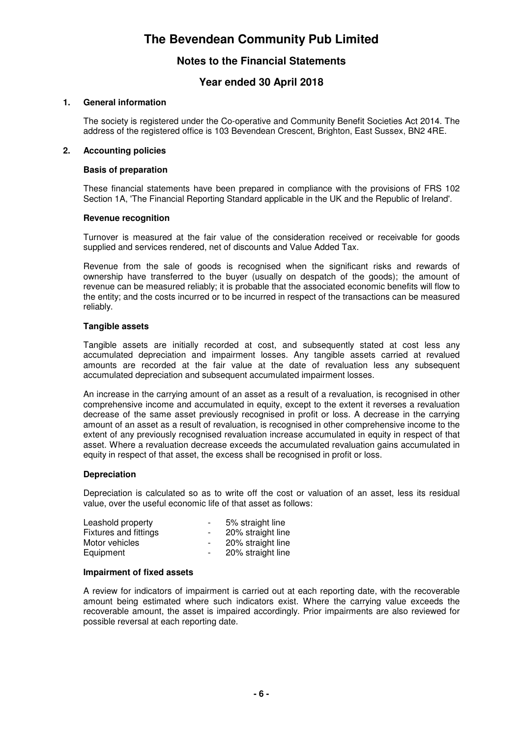# The Bevendean Community Pub Limited

## Notes to the Financial Statements

## Year ended 30 April 2018

### 1. General information

The society is registered under the Co-operative and Community Benefit Societies Act 2014. The address of the registered office is 103 Bevendean Crescent, Brighton, East Sussex, BN2 4RE.

### 2. Accounting policies

**Basis of preparation**

These financial statements have been prepared in compliance with the provisions of FRS 102 Section 1A, 'The Financial Reporting Standard applicable in the UK and the Republic of Ireland'.

**Revenue recognition**

Turnover is measured at the fair value of the consideration received or receivable for goods supplied and services rendered, net of discounts and Value Added Tax.

Revenue from the sale of goods is recognised when the significant risks and rewards of ownership have transferred to the buyer (usually on despatch of the goods); the amount of revenue can be measured reliably; it is probable that the associated economic benefits will flow to the entity; and the costs incurred or to be incurred in respect of the transactions can be measured reliably.

**Tangible assets**

Tangible assets are initially recorded at cost, and subsequently stated at cost less any accumulated depreciation and impairment losses. Any tangible assets carried at revalued amounts are recorded at the fair value at the date of revaluation less any subsequent accumulated depreciation and subsequent accumulated impairment losses.

An increase in the carrying amount of an asset as a result of a revaluation, is recognised in other comprehensive income and accumulated in equity, except to the extent it reverses a revaluation decrease of the same asset previously recognised in profit or loss. A decrease in the carrying amount of an asset as a result of revaluation, is recognised in other comprehensive income to the extent of any previously recognised revaluation increase accumulated in equity in respect of that asset. Where a revaluation decrease exceeds the accumulated revaluation gains accumulated in equity in respect of that asset, the excess shall be recognised in profit or loss.

**Depreciation**

Depreciation is calculated so as to write off the cost or valuation of an asset, less its residual value, over the useful economic life of that asset as follows:

| | | |
|---|---|---|
| Leashold property | - | 5% straight line |
| Fixtures and fittings | - | 20% straight line |
| Motor vehicles | - | 20% straight line |
| Equipment | - | 20% straight line |

**Impairment of fixed assets**

A review for indicators of impairment is carried out at each reporting date, with the recoverable amount being estimated where such indicators exist. Where the carrying value exceeds the recoverable amount, the asset is impaired accordingly. Prior impairments are also reviewed for possible reversal at each reporting date.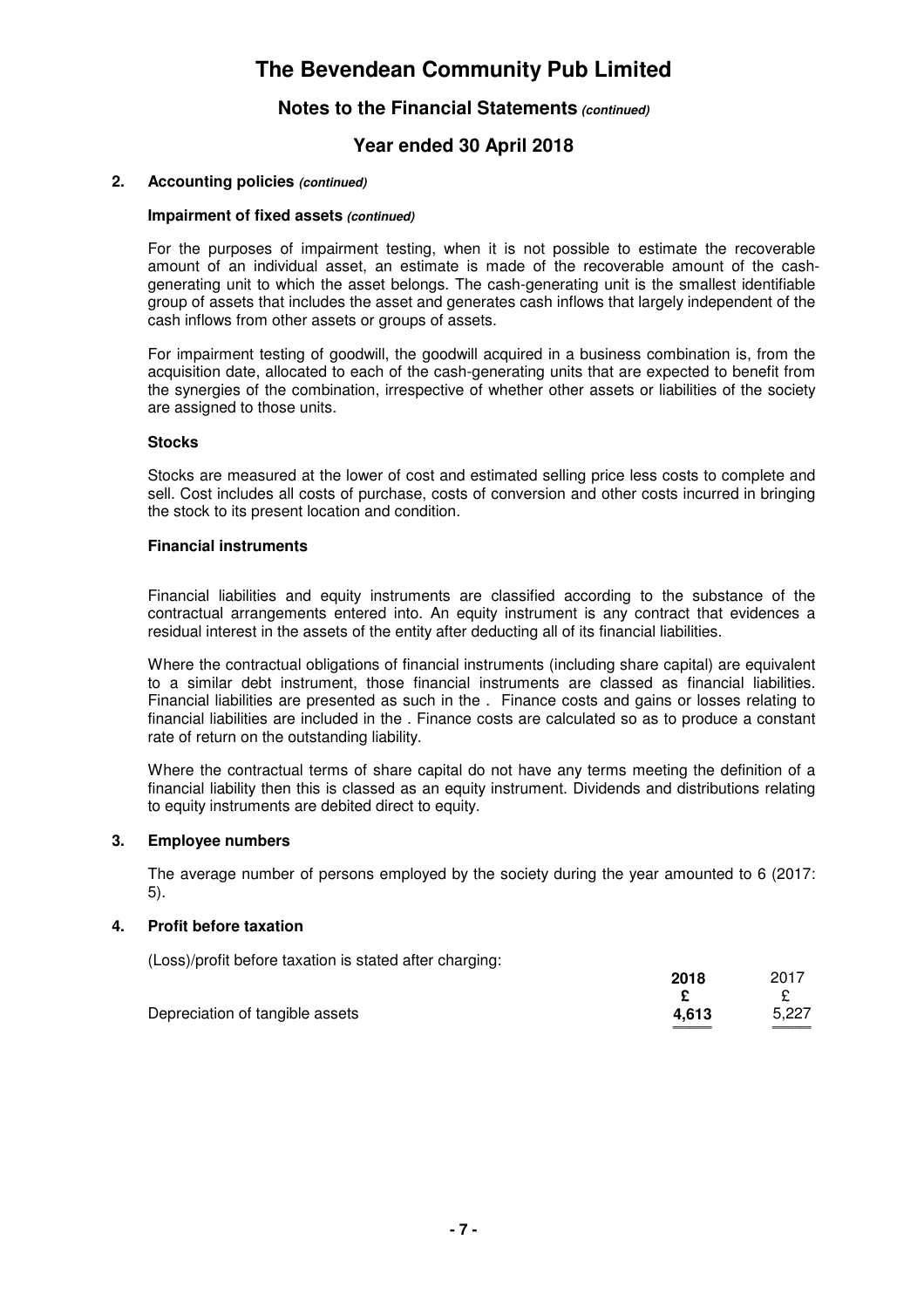# The Bevendean Community Pub Limited

## Notes to the Financial Statements *(continued)*

## Year ended 30 April 2018

### 2. Accounting policies *(continued)*

#### Impairment of fixed assets *(continued)*

For the purposes of impairment testing, when it is not possible to estimate the recoverable amount of an individual asset, an estimate is made of the recoverable amount of the cash-generating unit to which the asset belongs. The cash-generating unit is the smallest identifiable group of assets that includes the asset and generates cash inflows that largely independent of the cash inflows from other assets or groups of assets.

For impairment testing of goodwill, the goodwill acquired in a business combination is, from the acquisition date, allocated to each of the cash-generating units that are expected to benefit from the synergies of the combination, irrespective of whether other assets or liabilities of the society are assigned to those units.

#### Stocks

Stocks are measured at the lower of cost and estimated selling price less costs to complete and sell. Cost includes all costs of purchase, costs of conversion and other costs incurred in bringing the stock to its present location and condition.

#### Financial instruments

Financial liabilities and equity instruments are classified according to the substance of the contractual arrangements entered into. An equity instrument is any contract that evidences a residual interest in the assets of the entity after deducting all of its financial liabilities.

Where the contractual obligations of financial instruments (including share capital) are equivalent to a similar debt instrument, those financial instruments are classed as financial liabilities. Financial liabilities are presented as such in the . Finance costs and gains or losses relating to financial liabilities are included in the . Finance costs are calculated so as to produce a constant rate of return on the outstanding liability.

Where the contractual terms of share capital do not have any terms meeting the definition of a financial liability then this is classed as an equity instrument. Dividends and distributions relating to equity instruments are debited direct to equity.

### 3. Employee numbers

The average number of persons employed by the society during the year amounted to 6 (2017: 5).

### 4. Profit before taxation

(Loss)/profit before taxation is stated after charging:

| | **2018** | 2017 |
|---|---|---|
| | **£** | £ |
| Depreciation of tangible assets | **4,613** | 5,227 |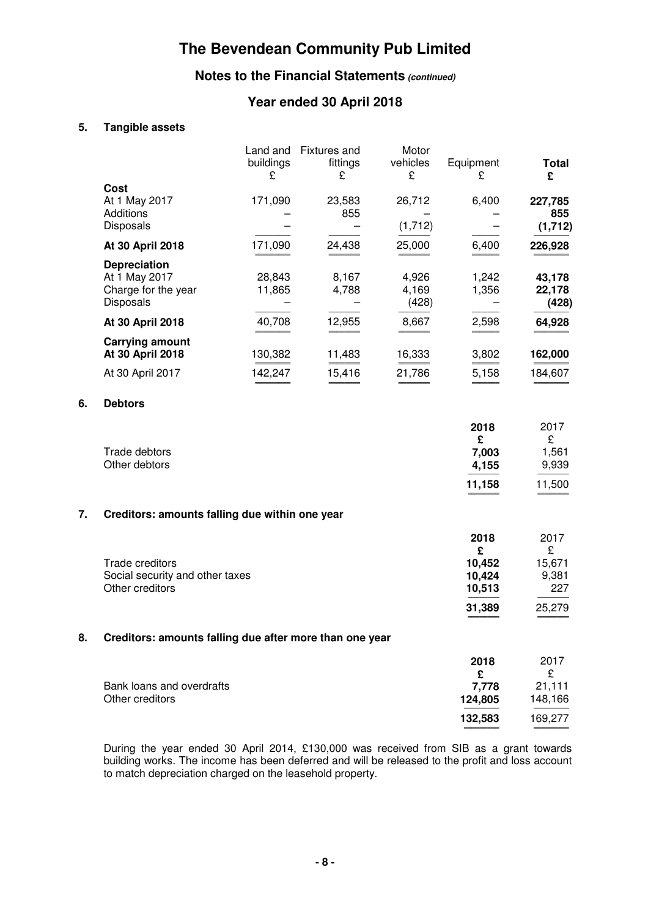# The Bevendean Community Pub Limited

## Notes to the Financial Statements *(continued)*

## Year ended 30 April 2018

### 5. Tangible assets

| | Land and buildings £ | Fixtures and fittings £ | Motor vehicles £ | Equipment £ | **Total £** |
|---|---|---|---|---|---|
| **Cost** | | | | | |
| At 1 May 2017 | 171,090 | 23,583 | 26,712 | 6,400 | **227,785** |
| Additions | – | 855 | – | – | **855** |
| Disposals | – | – | (1,712) | – | **(1,712)** |
| **At 30 April 2018** | 171,090 | 24,438 | 25,000 | 6,400 | **226,928** |
| **Depreciation** | | | | | |
| At 1 May 2017 | 28,843 | 8,167 | 4,926 | 1,242 | **43,178** |
| Charge for the year | 11,865 | 4,788 | 4,169 | 1,356 | **22,178** |
| Disposals | – | – | (428) | – | **(428)** |
| **At 30 April 2018** | 40,708 | 12,955 | 8,667 | 2,598 | **64,928** |
| **Carrying amount** | | | | | |
| **At 30 April 2018** | 130,382 | 11,483 | 16,333 | 3,802 | **162,000** |
| At 30 April 2017 | 142,247 | 15,416 | 21,786 | 5,158 | 184,607 |

### 6. Debtors

| | **2018 £** | 2017 £ |
|---|---|---|
| Trade debtors | **7,003** | 1,561 |
| Other debtors | **4,155** | 9,939 |
| | **11,158** | 11,500 |

### 7. Creditors: amounts falling due within one year

| | **2018 £** | 2017 £ |
|---|---|---|
| Trade creditors | **10,452** | 15,671 |
| Social security and other taxes | **10,424** | 9,381 |
| Other creditors | **10,513** | 227 |
| | **31,389** | 25,279 |

### 8. Creditors: amounts falling due after more than one year

| | **2018 £** | 2017 £ |
|---|---|---|
| Bank loans and overdrafts | **7,778** | 21,111 |
| Other creditors | **124,805** | 148,166 |
| | **132,583** | 169,277 |

During the year ended 30 April 2014, £130,000 was received from SIB as a grant towards building works. The income has been deferred and will be released to the profit and loss account to match depreciation charged on the leasehold property.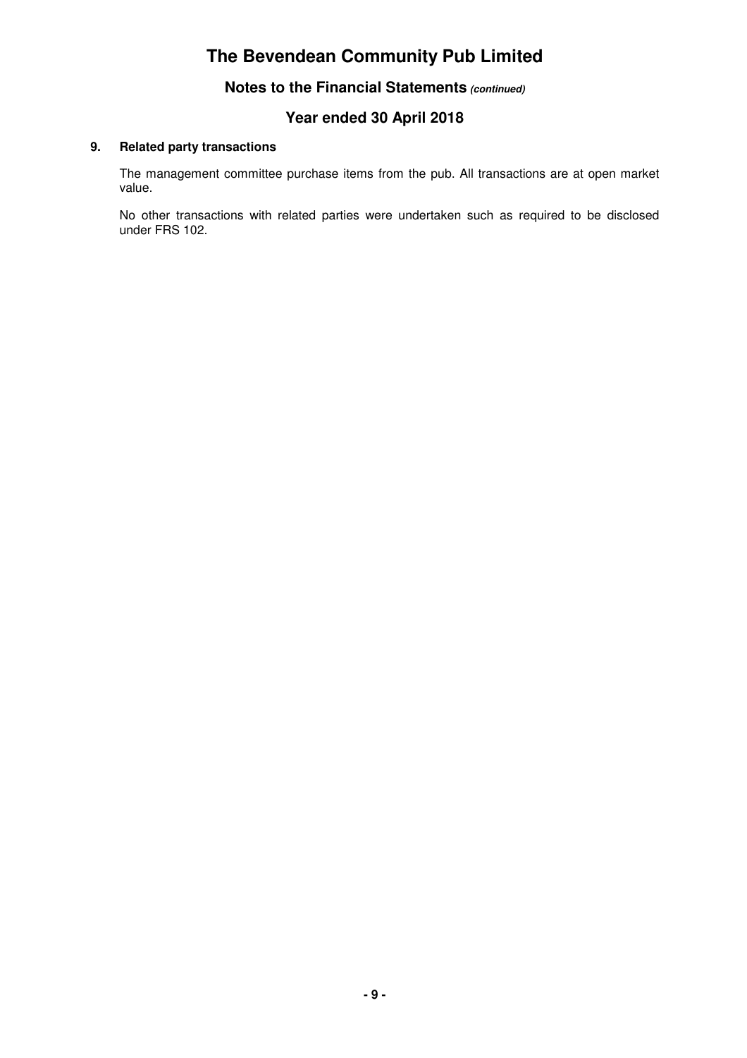# The Bevendean Community Pub Limited

## Notes to the Financial Statements *(continued)*

## Year ended 30 April 2018

### 9. Related party transactions

The management committee purchase items from the pub. All transactions are at open market value.

No other transactions with related parties were undertaken such as required to be disclosed under FRS 102.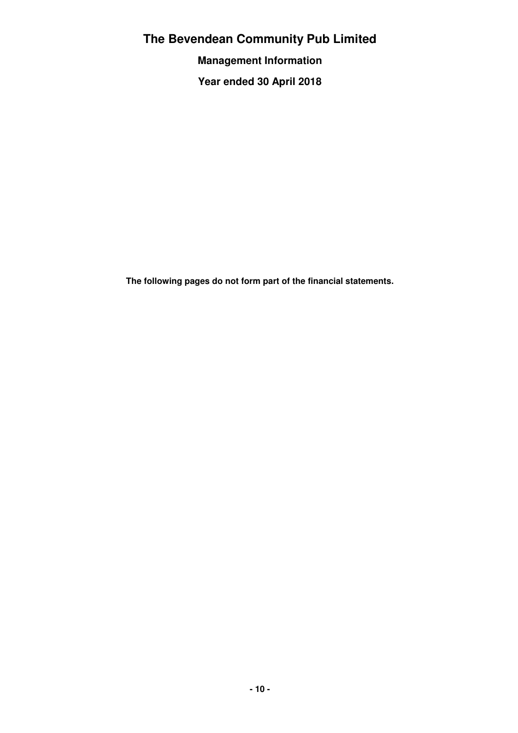# The Bevendean Community Pub Limited

## Management Information

## Year ended 30 April 2018

**The following pages do not form part of the financial statements.**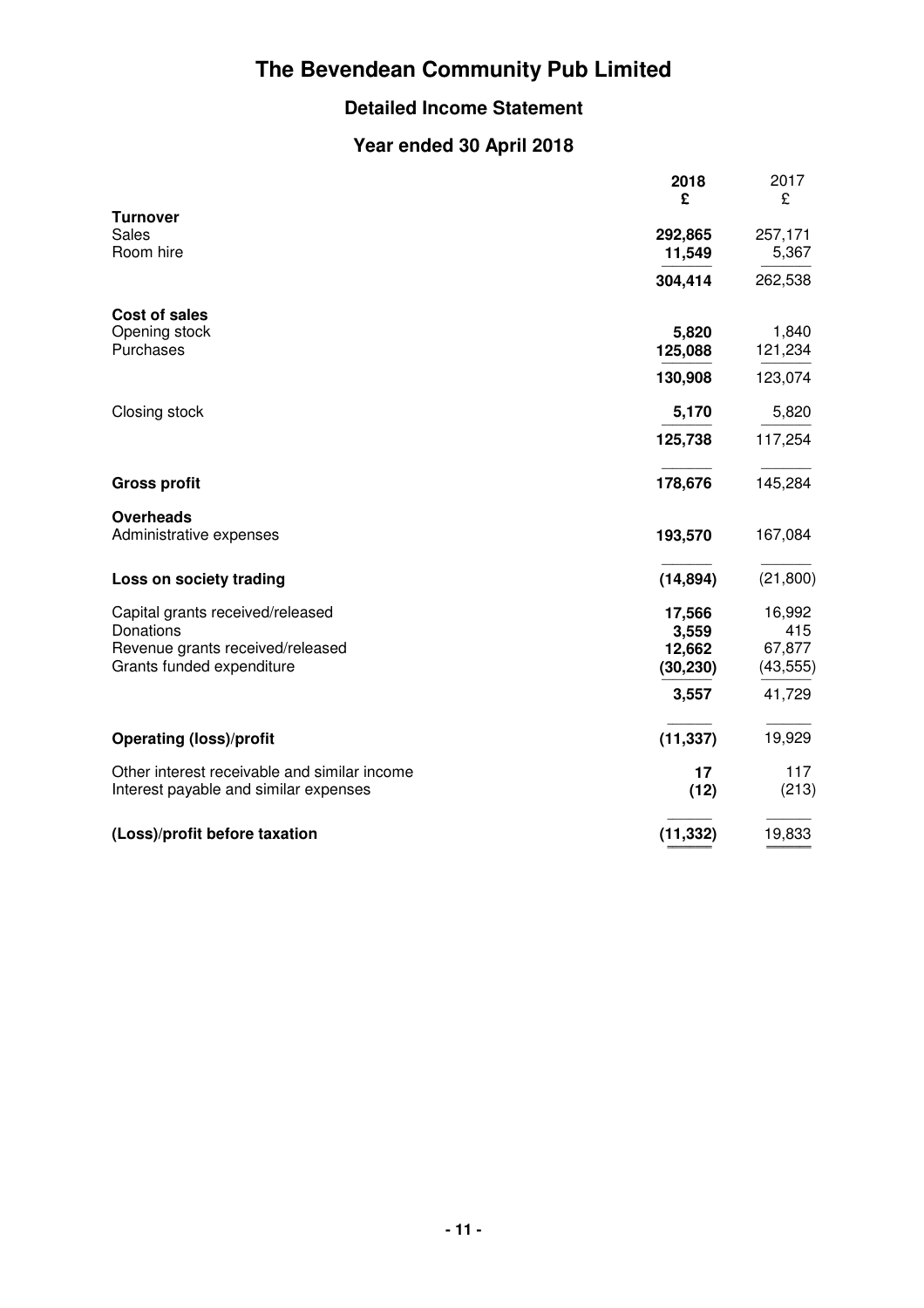# The Bevendean Community Pub Limited

## Detailed Income Statement

## Year ended 30 April 2018

| | 2018 £ | 2017 £ |
|---|---|---|
| **Turnover** | | |
| Sales | 292,865 | 257,171 |
| Room hire | 11,549 | 5,367 |
| | 304,414 | 262,538 |
| **Cost of sales** | | |
| Opening stock | 5,820 | 1,840 |
| Purchases | 125,088 | 121,234 |
| | 130,908 | 123,074 |
| Closing stock | 5,170 | 5,820 |
| | 125,738 | 117,254 |
| **Gross profit** | 178,676 | 145,284 |
| **Overheads** | | |
| Administrative expenses | 193,570 | 167,084 |
| **Loss on society trading** | (14,894) | (21,800) |
| Capital grants received/released | 17,566 | 16,992 |
| Donations | 3,559 | 415 |
| Revenue grants received/released | 12,662 | 67,877 |
| Grants funded expenditure | (30,230) | (43,555) |
| | 3,557 | 41,729 |
| **Operating (loss)/profit** | (11,337) | 19,929 |
| Other interest receivable and similar income | 17 | 117 |
| Interest payable and similar expenses | (12) | (213) |
| **(Loss)/profit before taxation** | (11,332) | 19,833 |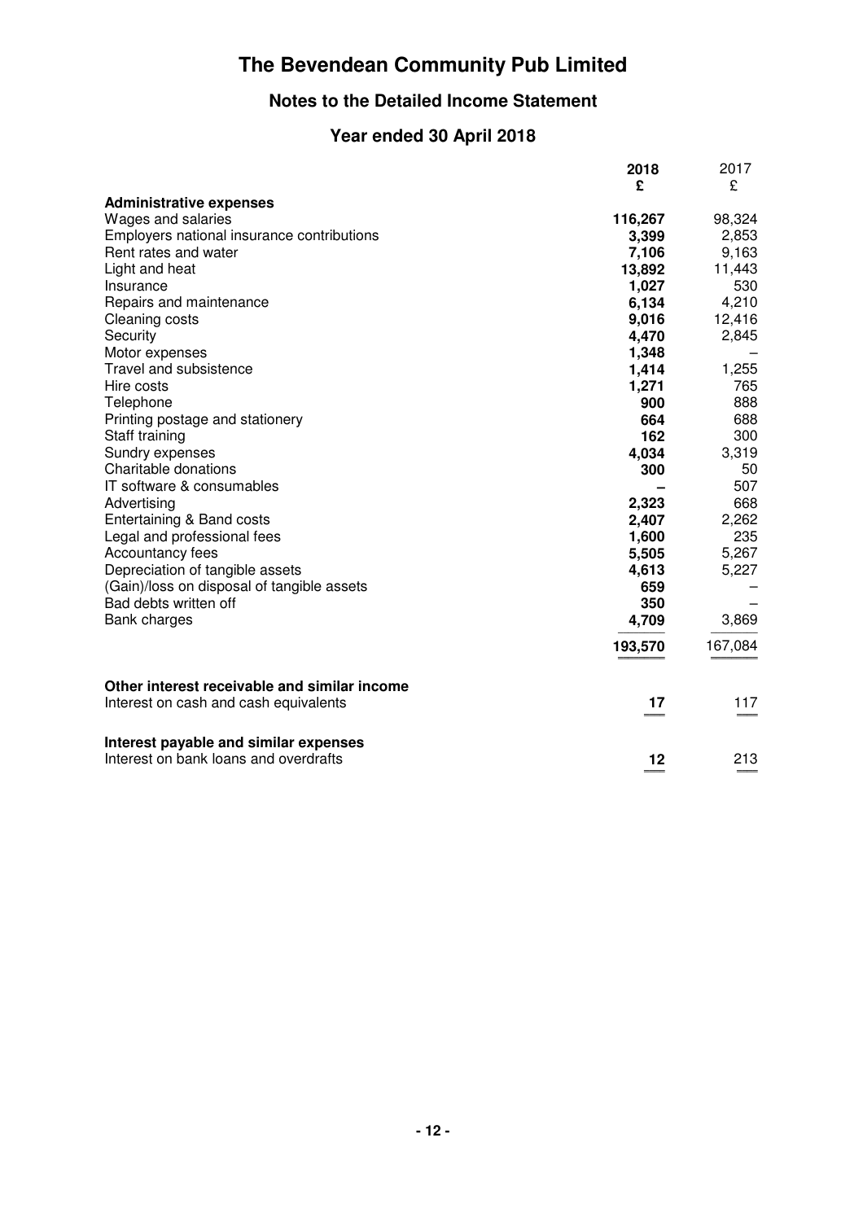# The Bevendean Community Pub Limited

## Notes to the Detailed Income Statement

## Year ended 30 April 2018

| | 2018 | 2017 |
|---|---|---|
| | £ | £ |
| **Administrative expenses** | | |
| Wages and salaries | **116,267** | 98,324 |
| Employers national insurance contributions | **3,399** | 2,853 |
| Rent rates and water | **7,106** | 9,163 |
| Light and heat | **13,892** | 11,443 |
| Insurance | **1,027** | 530 |
| Repairs and maintenance | **6,134** | 4,210 |
| Cleaning costs | **9,016** | 12,416 |
| Security | **4,470** | 2,845 |
| Motor expenses | **1,348** | – |
| Travel and subsistence | **1,414** | 1,255 |
| Hire costs | **1,271** | 765 |
| Telephone | **900** | 888 |
| Printing postage and stationery | **664** | 688 |
| Staff training | **162** | 300 |
| Sundry expenses | **4,034** | 3,319 |
| Charitable donations | **300** | 50 |
| IT software & consumables | **–** | 507 |
| Advertising | **2,323** | 668 |
| Entertaining & Band costs | **2,407** | 2,262 |
| Legal and professional fees | **1,600** | 235 |
| Accountancy fees | **5,505** | 5,267 |
| Depreciation of tangible assets | **4,613** | 5,227 |
| (Gain)/loss on disposal of tangible assets | **659** | – |
| Bad debts written off | **350** | – |
| Bank charges | **4,709** | 3,869 |
| | **193,570** | 167,084 |
| | | |
| **Other interest receivable and similar income** | | |
| Interest on cash and cash equivalents | **17** | 117 |
| | | |
| **Interest payable and similar expenses** | | |
| Interest on bank loans and overdrafts | **12** | 213 |